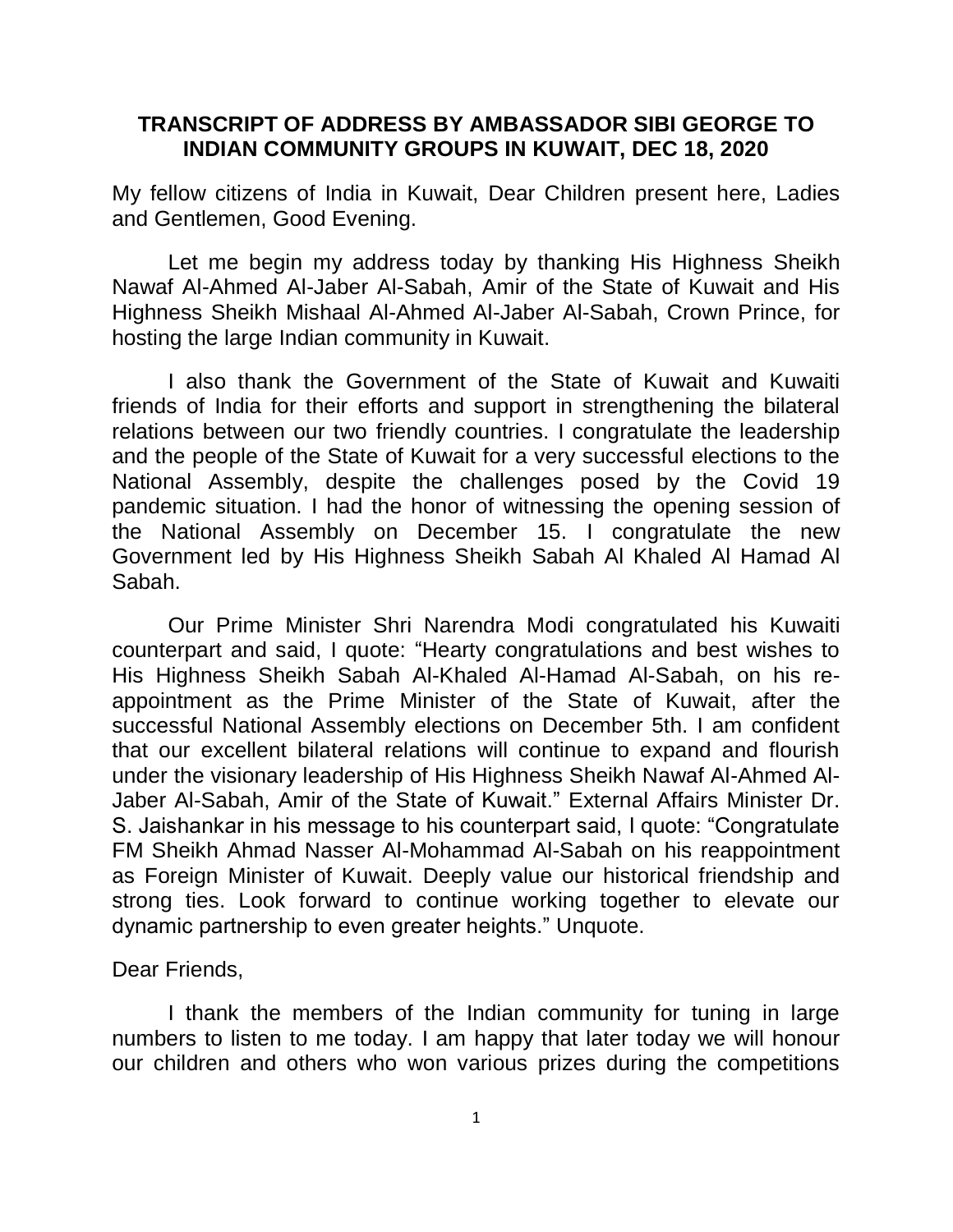# TRANSCRIPT OF ADDRESS BY AMBASSADOR SIBI GEORGE TO INDIAN COMMUNITY GROUPS IN KUWAIT, DEC 18, 2020

My fellow citizens of India in Kuwait, Dear Children present here, Ladies and Gentlemen, Good Evening.

Let me begin my address today by thanking His Highness Sheikh Nawaf Al-Ahmed Al-Jaber Al-Sabah, Amir of the State of Kuwait and His Highness Sheikh Mishaal Al-Ahmed Al-Jaber Al-Sabah, Crown Prince, for hosting the large Indian community in Kuwait.

I also thank the Government of the State of Kuwait and Kuwaiti friends of India for their efforts and support in strengthening the bilateral relations between our two friendly countries. I congratulate the leadership and the people of the State of Kuwait for a very successful elections to the National Assembly, despite the challenges posed by the Covid 19 pandemic situation. I had the honor of witnessing the opening session of the National Assembly on December 15. I congratulate the new Government led by His Highness Sheikh Sabah Al Khaled Al Hamad Al Sabah.

Our Prime Minister Shri Narendra Modi congratulated his Kuwaiti counterpart and said, I quote: "Hearty congratulations and best wishes to His Highness Sheikh Sabah Al-Khaled Al-Hamad Al-Sabah, on his re-appointment as the Prime Minister of the State of Kuwait, after the successful National Assembly elections on December 5th. I am confident that our excellent bilateral relations will continue to expand and flourish under the visionary leadership of His Highness Sheikh Nawaf Al-Ahmed Al-Jaber Al-Sabah, Amir of the State of Kuwait." External Affairs Minister Dr. S. Jaishankar in his message to his counterpart said, I quote: "Congratulate FM Sheikh Ahmad Nasser Al-Mohammad Al-Sabah on his reappointment as Foreign Minister of Kuwait. Deeply value our historical friendship and strong ties. Look forward to continue working together to elevate our dynamic partnership to even greater heights." Unquote.

Dear Friends,

I thank the members of the Indian community for tuning in large numbers to listen to me today. I am happy that later today we will honour our children and others who won various prizes during the competitions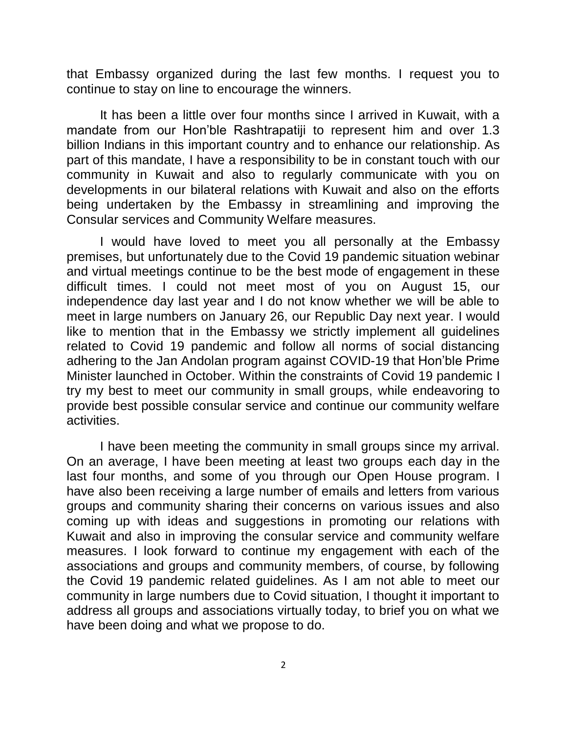that Embassy organized during the last few months. I request you to continue to stay on line to encourage the winners.

It has been a little over four months since I arrived in Kuwait, with a mandate from our Hon'ble Rashtrapatiji to represent him and over 1.3 billion Indians in this important country and to enhance our relationship. As part of this mandate, I have a responsibility to be in constant touch with our community in Kuwait and also to regularly communicate with you on developments in our bilateral relations with Kuwait and also on the efforts being undertaken by the Embassy in streamlining and improving the Consular services and Community Welfare measures.

I would have loved to meet you all personally at the Embassy premises, but unfortunately due to the Covid 19 pandemic situation webinar and virtual meetings continue to be the best mode of engagement in these difficult times. I could not meet most of you on August 15, our independence day last year and I do not know whether we will be able to meet in large numbers on January 26, our Republic Day next year. I would like to mention that in the Embassy we strictly implement all guidelines related to Covid 19 pandemic and follow all norms of social distancing adhering to the Jan Andolan program against COVID-19 that Hon'ble Prime Minister launched in October. Within the constraints of Covid 19 pandemic I try my best to meet our community in small groups, while endeavoring to provide best possible consular service and continue our community welfare activities.

I have been meeting the community in small groups since my arrival. On an average, I have been meeting at least two groups each day in the last four months, and some of you through our Open House program. I have also been receiving a large number of emails and letters from various groups and community sharing their concerns on various issues and also coming up with ideas and suggestions in promoting our relations with Kuwait and also in improving the consular service and community welfare measures. I look forward to continue my engagement with each of the associations and groups and community members, of course, by following the Covid 19 pandemic related guidelines. As I am not able to meet our community in large numbers due to Covid situation, I thought it important to address all groups and associations virtually today, to brief you on what we have been doing and what we propose to do.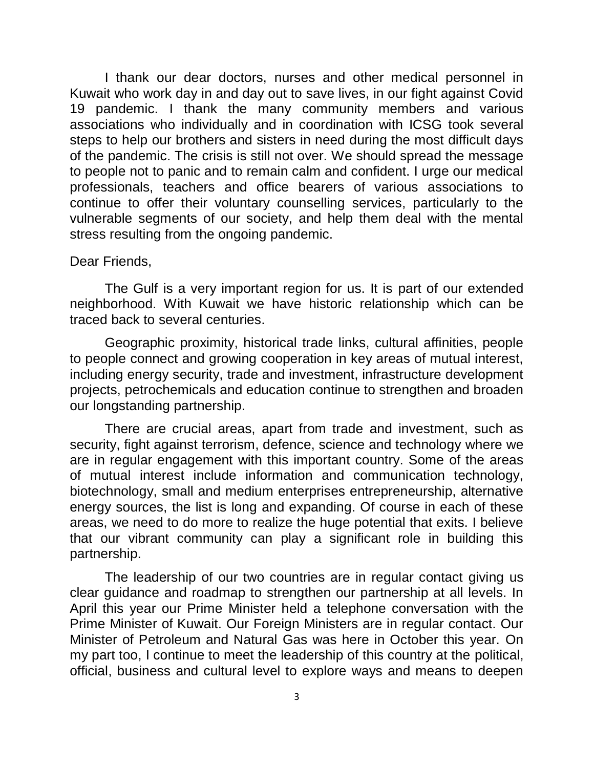I thank our dear doctors, nurses and other medical personnel in Kuwait who work day in and day out to save lives, in our fight against Covid 19 pandemic. I thank the many community members and various associations who individually and in coordination with ICSG took several steps to help our brothers and sisters in need during the most difficult days of the pandemic. The crisis is still not over. We should spread the message to people not to panic and to remain calm and confident. I urge our medical professionals, teachers and office bearers of various associations to continue to offer their voluntary counselling services, particularly to the vulnerable segments of our society, and help them deal with the mental stress resulting from the ongoing pandemic.

Dear Friends,

The Gulf is a very important region for us. It is part of our extended neighborhood. With Kuwait we have historic relationship which can be traced back to several centuries.

Geographic proximity, historical trade links, cultural affinities, people to people connect and growing cooperation in key areas of mutual interest, including energy security, trade and investment, infrastructure development projects, petrochemicals and education continue to strengthen and broaden our longstanding partnership.

There are crucial areas, apart from trade and investment, such as security, fight against terrorism, defence, science and technology where we are in regular engagement with this important country. Some of the areas of mutual interest include information and communication technology, biotechnology, small and medium enterprises entrepreneurship, alternative energy sources, the list is long and expanding. Of course in each of these areas, we need to do more to realize the huge potential that exits. I believe that our vibrant community can play a significant role in building this partnership.

The leadership of our two countries are in regular contact giving us clear guidance and roadmap to strengthen our partnership at all levels. In April this year our Prime Minister held a telephone conversation with the Prime Minister of Kuwait. Our Foreign Ministers are in regular contact. Our Minister of Petroleum and Natural Gas was here in October this year. On my part too, I continue to meet the leadership of this country at the political, official, business and cultural level to explore ways and means to deepen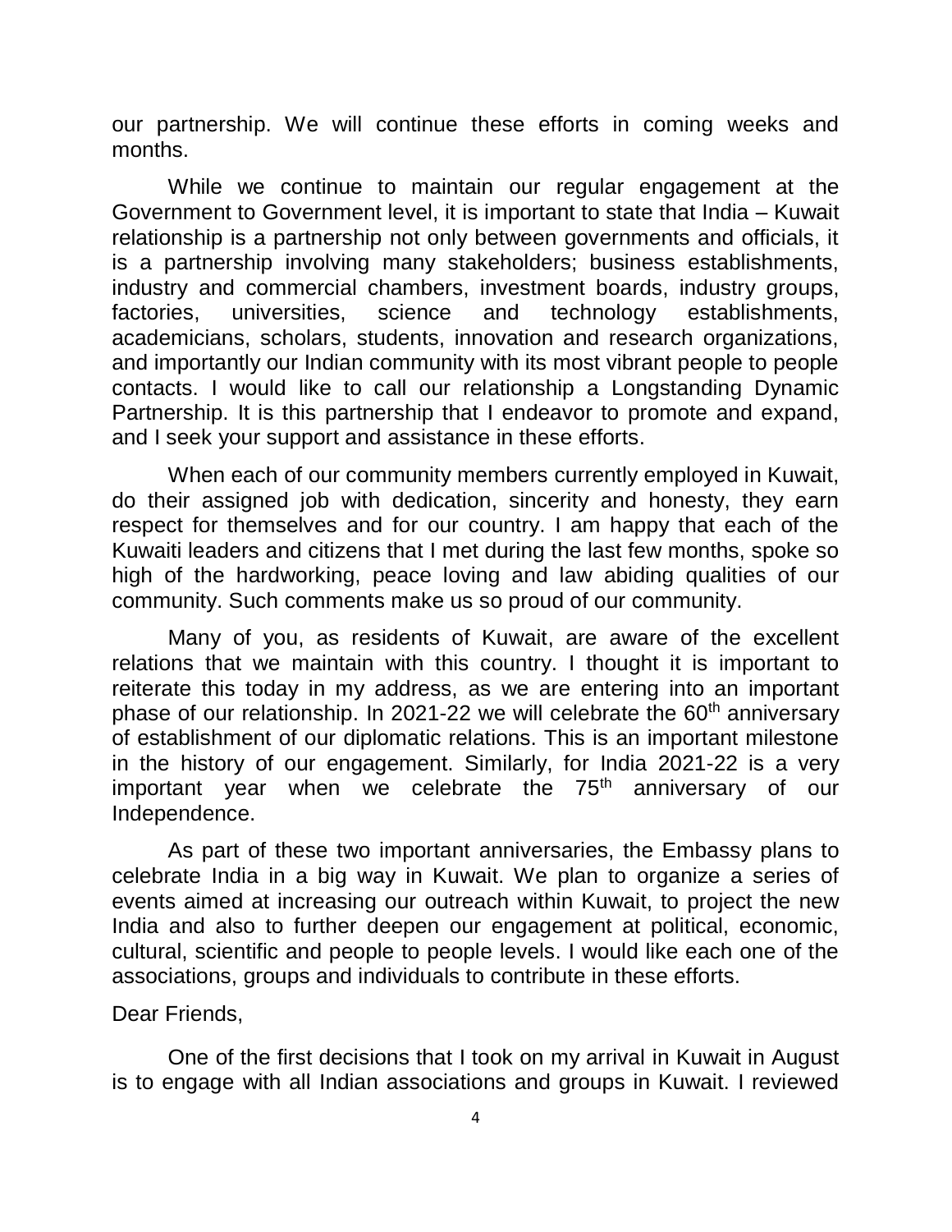our partnership. We will continue these efforts in coming weeks and months.

While we continue to maintain our regular engagement at the Government to Government level, it is important to state that India – Kuwait relationship is a partnership not only between governments and officials, it is a partnership involving many stakeholders; business establishments, industry and commercial chambers, investment boards, industry groups, factories, universities, science and technology establishments, academicians, scholars, students, innovation and research organizations, and importantly our Indian community with its most vibrant people to people contacts. I would like to call our relationship a Longstanding Dynamic Partnership. It is this partnership that I endeavor to promote and expand, and I seek your support and assistance in these efforts.

When each of our community members currently employed in Kuwait, do their assigned job with dedication, sincerity and honesty, they earn respect for themselves and for our country. I am happy that each of the Kuwaiti leaders and citizens that I met during the last few months, spoke so high of the hardworking, peace loving and law abiding qualities of our community. Such comments make us so proud of our community.

Many of you, as residents of Kuwait, are aware of the excellent relations that we maintain with this country. I thought it is important to reiterate this today in my address, as we are entering into an important phase of our relationship. In 2021-22 we will celebrate the 60th anniversary of establishment of our diplomatic relations. This is an important milestone in the history of our engagement. Similarly, for India 2021-22 is a very important year when we celebrate the 75th anniversary of our Independence.

As part of these two important anniversaries, the Embassy plans to celebrate India in a big way in Kuwait. We plan to organize a series of events aimed at increasing our outreach within Kuwait, to project the new India and also to further deepen our engagement at political, economic, cultural, scientific and people to people levels. I would like each one of the associations, groups and individuals to contribute in these efforts.

Dear Friends,

One of the first decisions that I took on my arrival in Kuwait in August is to engage with all Indian associations and groups in Kuwait. I reviewed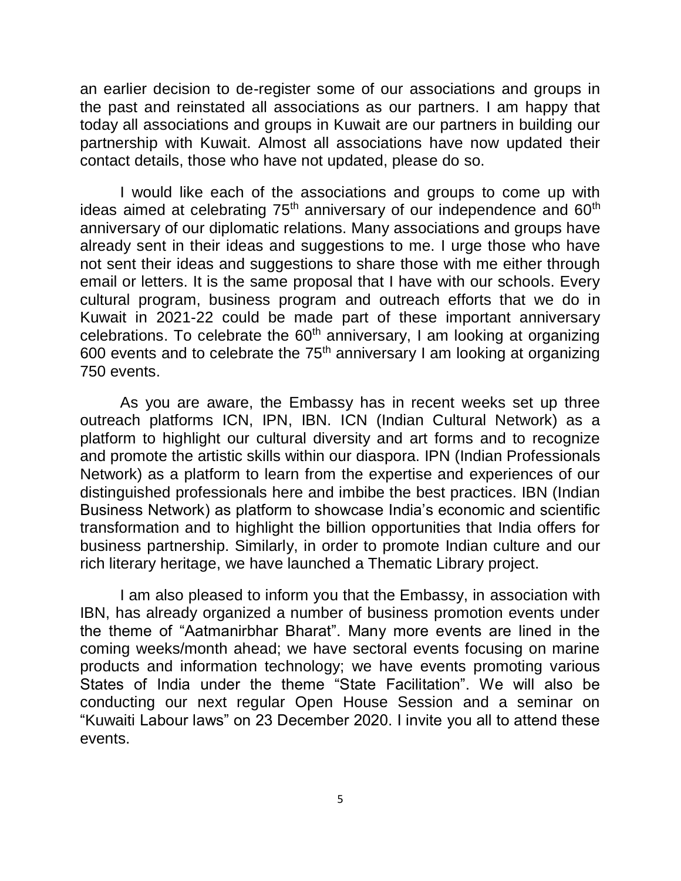an earlier decision to de-register some of our associations and groups in the past and reinstated all associations as our partners. I am happy that today all associations and groups in Kuwait are our partners in building our partnership with Kuwait. Almost all associations have now updated their contact details, those who have not updated, please do so.

I would like each of the associations and groups to come up with ideas aimed at celebrating 75th anniversary of our independence and 60th anniversary of our diplomatic relations. Many associations and groups have already sent in their ideas and suggestions to me. I urge those who have not sent their ideas and suggestions to share those with me either through email or letters. It is the same proposal that I have with our schools. Every cultural program, business program and outreach efforts that we do in Kuwait in 2021-22 could be made part of these important anniversary celebrations. To celebrate the 60th anniversary, I am looking at organizing 600 events and to celebrate the 75th anniversary I am looking at organizing 750 events.

As you are aware, the Embassy has in recent weeks set up three outreach platforms ICN, IPN, IBN. ICN (Indian Cultural Network) as a platform to highlight our cultural diversity and art forms and to recognize and promote the artistic skills within our diaspora. IPN (Indian Professionals Network) as a platform to learn from the expertise and experiences of our distinguished professionals here and imbibe the best practices. IBN (Indian Business Network) as platform to showcase India's economic and scientific transformation and to highlight the billion opportunities that India offers for business partnership. Similarly, in order to promote Indian culture and our rich literary heritage, we have launched a Thematic Library project.

I am also pleased to inform you that the Embassy, in association with IBN, has already organized a number of business promotion events under the theme of "Aatmanirbhar Bharat". Many more events are lined in the coming weeks/month ahead; we have sectoral events focusing on marine products and information technology; we have events promoting various States of India under the theme "State Facilitation". We will also be conducting our next regular Open House Session and a seminar on "Kuwaiti Labour laws" on 23 December 2020. I invite you all to attend these events.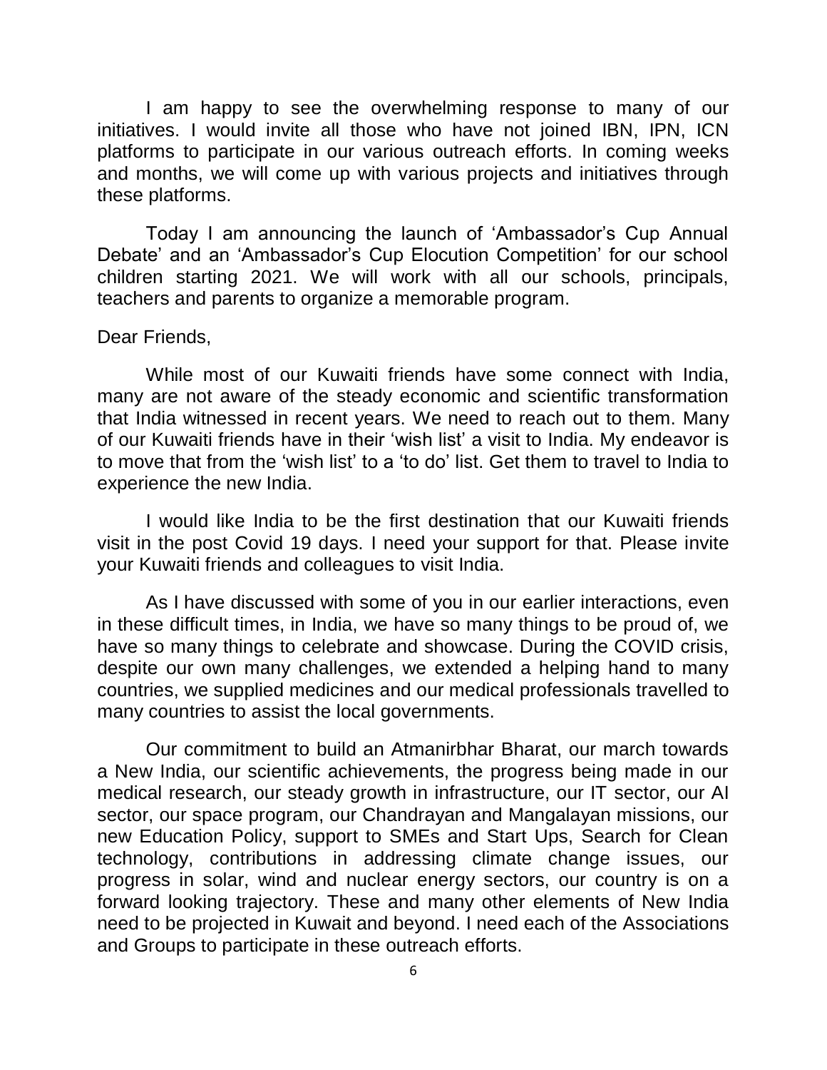I am happy to see the overwhelming response to many of our initiatives. I would invite all those who have not joined IBN, IPN, ICN platforms to participate in our various outreach efforts. In coming weeks and months, we will come up with various projects and initiatives through these platforms.

Today I am announcing the launch of 'Ambassador's Cup Annual Debate' and an 'Ambassador's Cup Elocution Competition' for our school children starting 2021. We will work with all our schools, principals, teachers and parents to organize a memorable program.

Dear Friends,

While most of our Kuwaiti friends have some connect with India, many are not aware of the steady economic and scientific transformation that India witnessed in recent years. We need to reach out to them. Many of our Kuwaiti friends have in their 'wish list' a visit to India. My endeavor is to move that from the 'wish list' to a 'to do' list. Get them to travel to India to experience the new India.

I would like India to be the first destination that our Kuwaiti friends visit in the post Covid 19 days. I need your support for that. Please invite your Kuwaiti friends and colleagues to visit India.

As I have discussed with some of you in our earlier interactions, even in these difficult times, in India, we have so many things to be proud of, we have so many things to celebrate and showcase. During the COVID crisis, despite our own many challenges, we extended a helping hand to many countries, we supplied medicines and our medical professionals travelled to many countries to assist the local governments.

Our commitment to build an Atmanirbhar Bharat, our march towards a New India, our scientific achievements, the progress being made in our medical research, our steady growth in infrastructure, our IT sector, our AI sector, our space program, our Chandrayan and Mangalayan missions, our new Education Policy, support to SMEs and Start Ups, Search for Clean technology, contributions in addressing climate change issues, our progress in solar, wind and nuclear energy sectors, our country is on a forward looking trajectory. These and many other elements of New India need to be projected in Kuwait and beyond. I need each of the Associations and Groups to participate in these outreach efforts.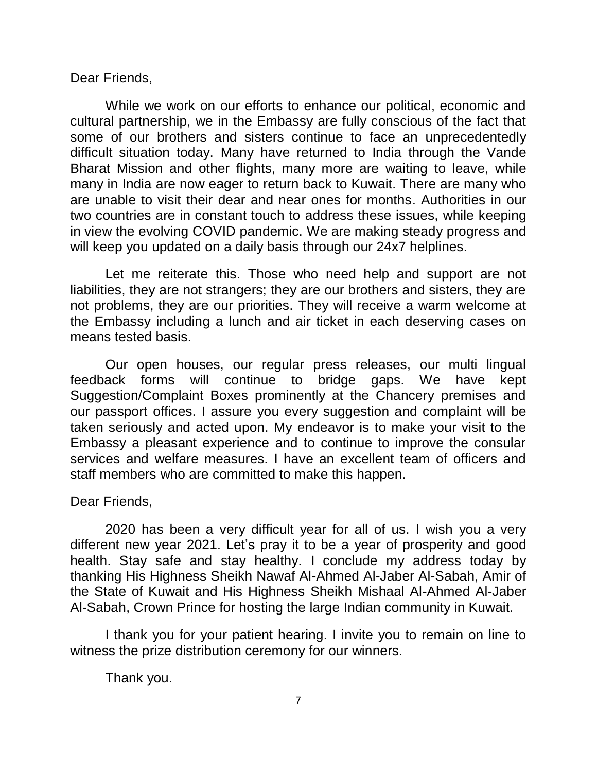Dear Friends,

While we work on our efforts to enhance our political, economic and cultural partnership, we in the Embassy are fully conscious of the fact that some of our brothers and sisters continue to face an unprecedentedly difficult situation today. Many have returned to India through the Vande Bharat Mission and other flights, many more are waiting to leave, while many in India are now eager to return back to Kuwait. There are many who are unable to visit their dear and near ones for months. Authorities in our two countries are in constant touch to address these issues, while keeping in view the evolving COVID pandemic. We are making steady progress and will keep you updated on a daily basis through our 24x7 helplines.

Let me reiterate this. Those who need help and support are not liabilities, they are not strangers; they are our brothers and sisters, they are not problems, they are our priorities. They will receive a warm welcome at the Embassy including a lunch and air ticket in each deserving cases on means tested basis.

Our open houses, our regular press releases, our multi lingual feedback forms will continue to bridge gaps. We have kept Suggestion/Complaint Boxes prominently at the Chancery premises and our passport offices. I assure you every suggestion and complaint will be taken seriously and acted upon. My endeavor is to make your visit to the Embassy a pleasant experience and to continue to improve the consular services and welfare measures. I have an excellent team of officers and staff members who are committed to make this happen.

Dear Friends,

2020 has been a very difficult year for all of us. I wish you a very different new year 2021. Let's pray it to be a year of prosperity and good health. Stay safe and stay healthy. I conclude my address today by thanking His Highness Sheikh Nawaf Al-Ahmed Al-Jaber Al-Sabah, Amir of the State of Kuwait and His Highness Sheikh Mishaal Al-Ahmed Al-Jaber Al-Sabah, Crown Prince for hosting the large Indian community in Kuwait.

I thank you for your patient hearing. I invite you to remain on line to witness the prize distribution ceremony for our winners.

Thank you.